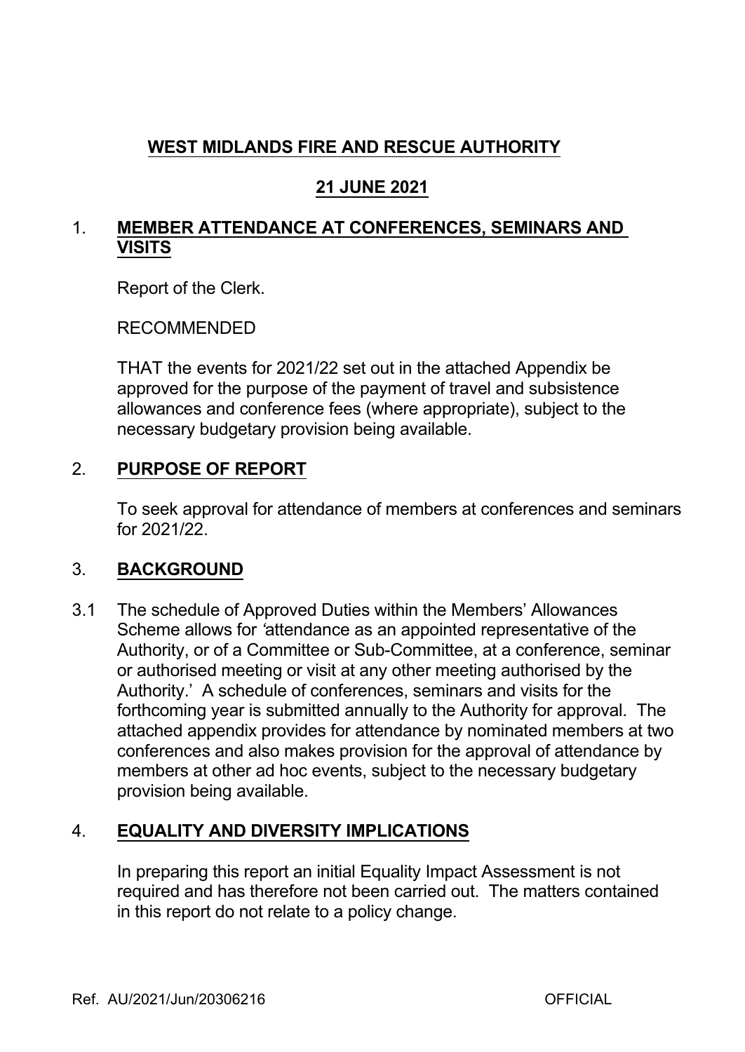# WEST MIDLANDS FIRE AND RESCUE AUTHORITY

## 21 JUNE 2021

## 1. MEMBER ATTENDANCE AT CONFERENCES, SEMINARS AND VISITS

Report of the Clerk.

RECOMMENDED

THAT the events for 2021/22 set out in the attached Appendix be approved for the purpose of the payment of travel and subsistence allowances and conference fees (where appropriate), subject to the necessary budgetary provision being available.

## 2. PURPOSE OF REPORT

To seek approval for attendance of members at conferences and seminars for 2021/22.

## 3. BACKGROUND

3.1 The schedule of Approved Duties within the Members' Allowances Scheme allows for 'attendance as an appointed representative of the Authority, or of a Committee or Sub-Committee, at a conference, seminar or authorised meeting or visit at any other meeting authorised by the Authority.' A schedule of conferences, seminars and visits for the forthcoming year is submitted annually to the Authority for approval. The attached appendix provides for attendance by nominated members at two conferences and also makes provision for the approval of attendance by members at other ad hoc events, subject to the necessary budgetary provision being available.

## 4. EQUALITY AND DIVERSITY IMPLICATIONS

In preparing this report an initial Equality Impact Assessment is not required and has therefore not been carried out. The matters contained in this report do not relate to a policy change.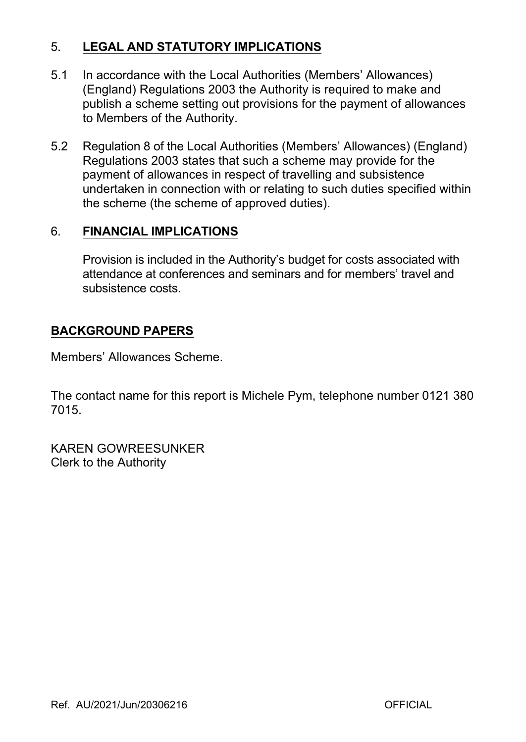## 5. **LEGAL AND STATUTORY IMPLICATIONS**

5.1 In accordance with the Local Authorities (Members' Allowances) (England) Regulations 2003 the Authority is required to make and publish a scheme setting out provisions for the payment of allowances to Members of the Authority.

5.2 Regulation 8 of the Local Authorities (Members' Allowances) (England) Regulations 2003 states that such a scheme may provide for the payment of allowances in respect of travelling and subsistence undertaken in connection with or relating to such duties specified within the scheme (the scheme of approved duties).

## 6. **FINANCIAL IMPLICATIONS**

Provision is included in the Authority's budget for costs associated with attendance at conferences and seminars and for members' travel and subsistence costs.

## **BACKGROUND PAPERS**

Members' Allowances Scheme.

The contact name for this report is Michele Pym, telephone number 0121 380 7015.

KAREN GOWREESUNKER
Clerk to the Authority

Ref. AU/2021/Jun/20306216 OFFICIAL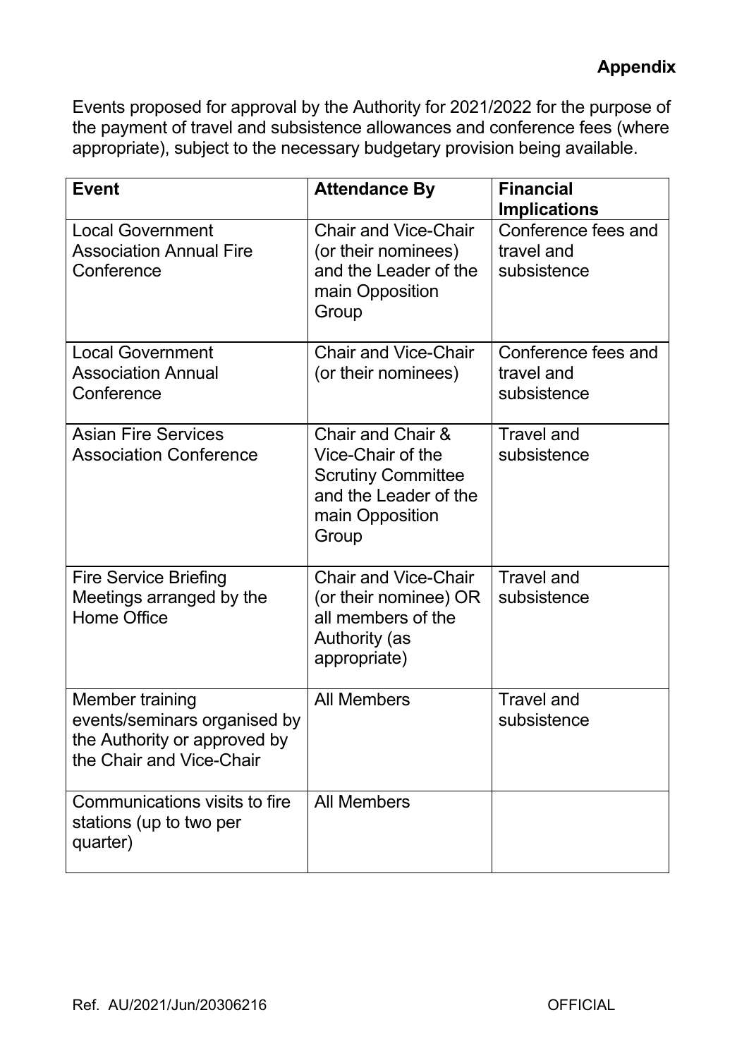**Appendix**

Events proposed for approval by the Authority for 2021/2022 for the purpose of the payment of travel and subsistence allowances and conference fees (where appropriate), subject to the necessary budgetary provision being available.

| Event | Attendance By | Financial Implications |
|---|---|---|
| Local Government Association Annual Fire Conference | Chair and Vice-Chair (or their nominees) and the Leader of the main Opposition Group | Conference fees and travel and subsistence |
| Local Government Association Annual Conference | Chair and Vice-Chair (or their nominees) | Conference fees and travel and subsistence |
| Asian Fire Services Association Conference | Chair and Chair & Vice-Chair of the Scrutiny Committee and the Leader of the main Opposition Group | Travel and subsistence |
| Fire Service Briefing Meetings arranged by the Home Office | Chair and Vice-Chair (or their nominee) OR all members of the Authority (as appropriate) | Travel and subsistence |
| Member training events/seminars organised by the Authority or approved by the Chair and Vice-Chair | All Members | Travel and subsistence |
| Communications visits to fire stations (up to two per quarter) | All Members | |

Ref. AU/2021/Jun/20306216 OFFICIAL